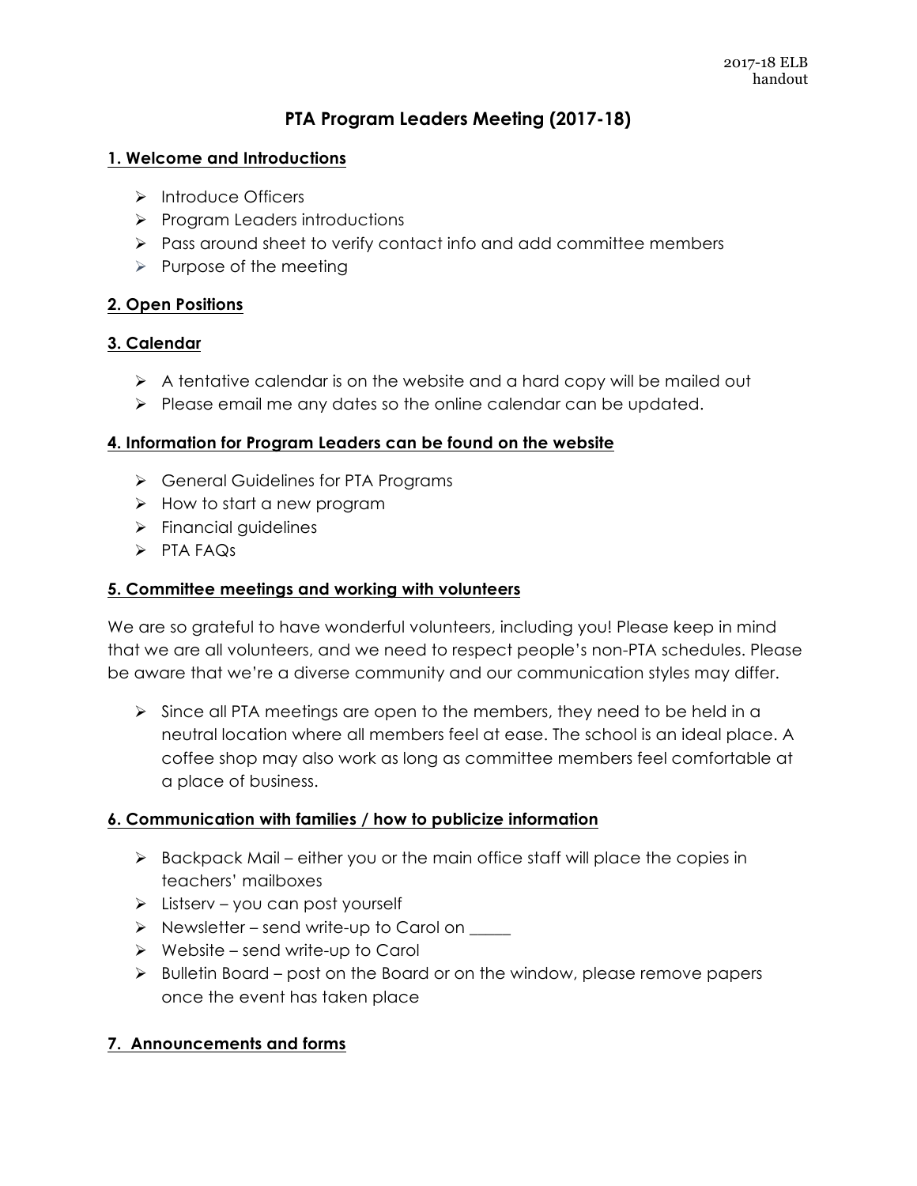2017-18 ELB
handout

# PTA Program Leaders Meeting (2017-18)

## 1. Welcome and Introductions

- Introduce Officers
- Program Leaders introductions
- Pass around sheet to verify contact info and add committee members
- Purpose of the meeting

## 2. Open Positions

## 3. Calendar

- A tentative calendar is on the website and a hard copy will be mailed out
- Please email me any dates so the online calendar can be updated.

## 4. Information for Program Leaders can be found on the website

- General Guidelines for PTA Programs
- How to start a new program
- Financial guidelines
- PTA FAQs

## 5. Committee meetings and working with volunteers

We are so grateful to have wonderful volunteers, including you! Please keep in mind that we are all volunteers, and we need to respect people's non-PTA schedules. Please be aware that we're a diverse community and our communication styles may differ.

- Since all PTA meetings are open to the members, they need to be held in a neutral location where all members feel at ease. The school is an ideal place. A coffee shop may also work as long as committee members feel comfortable at a place of business.

## 6. Communication with families / how to publicize information

- Backpack Mail – either you or the main office staff will place the copies in teachers' mailboxes
- Listserv – you can post yourself
- Newsletter – send write-up to Carol on _____
- Website – send write-up to Carol
- Bulletin Board – post on the Board or on the window, please remove papers once the event has taken place

## 7. Announcements and forms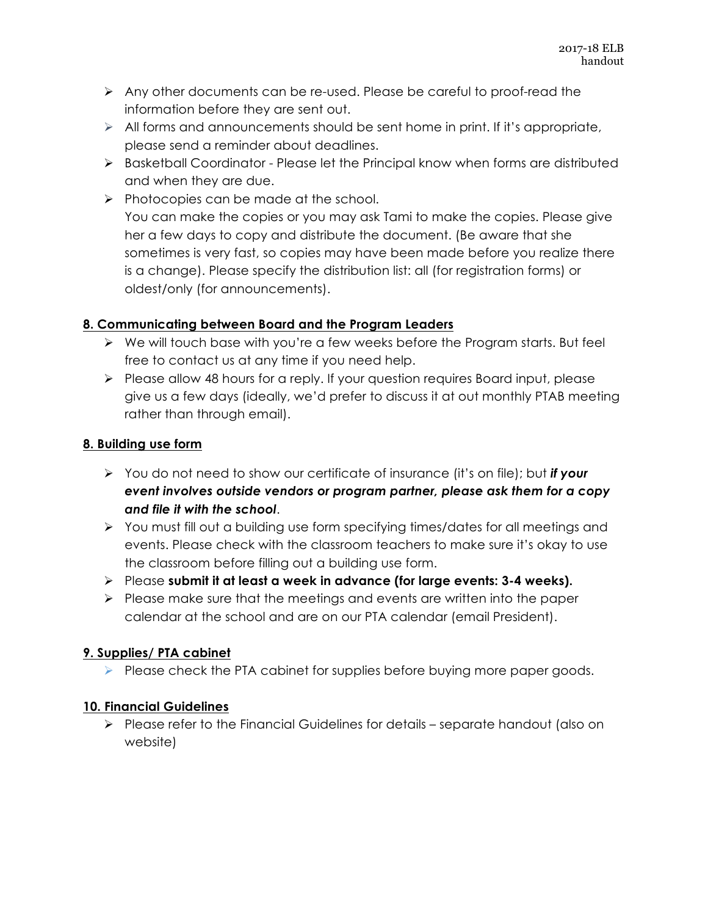- Any other documents can be re-used. Please be careful to proof-read the information before they are sent out.
- All forms and announcements should be sent home in print. If it's appropriate, please send a reminder about deadlines.
- Basketball Coordinator - Please let the Principal know when forms are distributed and when they are due.
- Photocopies can be made at the school.
  You can make the copies or you may ask Tami to make the copies. Please give her a few days to copy and distribute the document. (Be aware that she sometimes is very fast, so copies may have been made before you realize there is a change). Please specify the distribution list: all (for registration forms) or oldest/only (for announcements).

## 8. Communicating between Board and the Program Leaders

- We will touch base with you're a few weeks before the Program starts. But feel free to contact us at any time if you need help.
- Please allow 48 hours for a reply. If your question requires Board input, please give us a few days (ideally, we'd prefer to discuss it at out monthly PTAB meeting rather than through email).

## 8. Building use form

- You do not need to show our certificate of insurance (it's on file); but ***if your event involves outside vendors or program partner, please ask them for a copy and file it with the school***.
- You must fill out a building use form specifying times/dates for all meetings and events. Please check with the classroom teachers to make sure it's okay to use the classroom before filling out a building use form.
- Please **submit it at least a week in advance (for large events: 3-4 weeks).**
- Please make sure that the meetings and events are written into the paper calendar at the school and are on our PTA calendar (email President).

## 9. Supplies/ PTA cabinet

- Please check the PTA cabinet for supplies before buying more paper goods.

## 10. Financial Guidelines

- Please refer to the Financial Guidelines for details – separate handout (also on website)